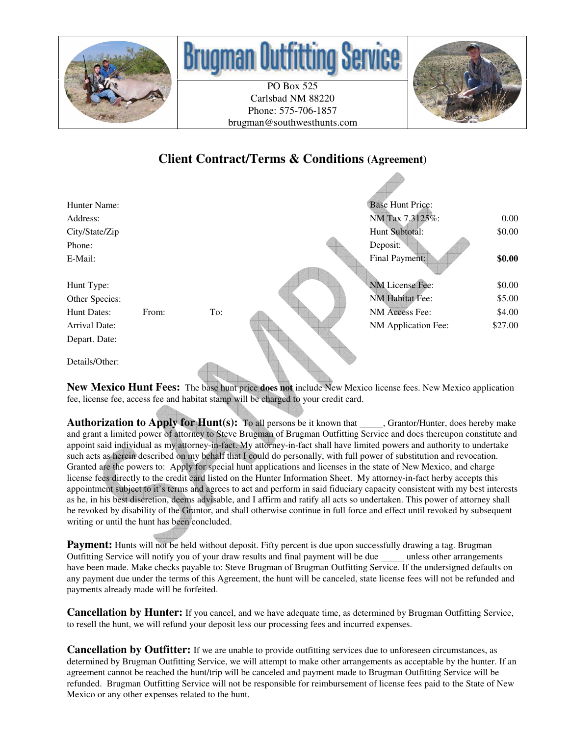# Brugman Outfitting Service

PO Box 525
Carlsbad NM 88220
Phone: 575-706-1857
brugman@southwesthunts.com

## Client Contract/Terms & Conditions (Agreement)

| | | | | |
|---|---|---|---|---|
| Hunter Name: | | | Base Hunt Price: | |
| Address: | | | NM Tax 7.3125%: | 0.00 |
| City/State/Zip | | | Hunt Subtotal: | $0.00 |
| Phone: | | | Deposit: | |
| E-Mail: | | | Final Payment: | **$0.00** |
| | | | | |
| Hunt Type: | | | NM License Fee: | $0.00 |
| Other Species: | | | NM Habitat Fee: | $5.00 |
| Hunt Dates: | From: | To: | NM Access Fee: | $4.00 |
| Arrival Date: | | | NM Application Fee: | $27.00 |
| Depart. Date: | | | | |

Details/Other:

**New Mexico Hunt Fees:** The base hunt price **does not** include New Mexico license fees. New Mexico application fee, license fee, access fee and habitat stamp will be charged to your credit card.

**Authorization to Apply for Hunt(s):** To all persons be it known that _____, Grantor/Hunter, does hereby make and grant a limited power of attorney to Steve Brugman of Brugman Outfitting Service and does thereupon constitute and appoint said individual as my attorney-in-fact. My attorney-in-fact shall have limited powers and authority to undertake such acts as herein described on my behalf that I could do personally, with full power of substitution and revocation. Granted are the powers to: Apply for special hunt applications and licenses in the state of New Mexico, and charge license fees directly to the credit card listed on the Hunter Information Sheet. My attorney-in-fact herby accepts this appointment subject to it's terms and agrees to act and perform in said fiduciary capacity consistent with my best interests as he, in his best discretion, deems advisable, and I affirm and ratify all acts so undertaken. This power of attorney shall be revoked by disability of the Grantor, and shall otherwise continue in full force and effect until revoked by subsequent writing or until the hunt has been concluded.

**Payment:** Hunts will not be held without deposit. Fifty percent is due upon successfully drawing a tag. Brugman Outfitting Service will notify you of your draw results and final payment will be due _____ unless other arrangements have been made. Make checks payable to: Steve Brugman of Brugman Outfitting Service. If the undersigned defaults on any payment due under the terms of this Agreement, the hunt will be canceled, state license fees will not be refunded and payments already made will be forfeited.

**Cancellation by Hunter:** If you cancel, and we have adequate time, as determined by Brugman Outfitting Service, to resell the hunt, we will refund your deposit less our processing fees and incurred expenses.

**Cancellation by Outfitter:** If we are unable to provide outfitting services due to unforeseen circumstances, as determined by Brugman Outfitting Service, we will attempt to make other arrangements as acceptable by the hunter. If an agreement cannot be reached the hunt/trip will be canceled and payment made to Brugman Outfitting Service will be refunded. Brugman Outfitting Service will not be responsible for reimbursement of license fees paid to the State of New Mexico or any other expenses related to the hunt.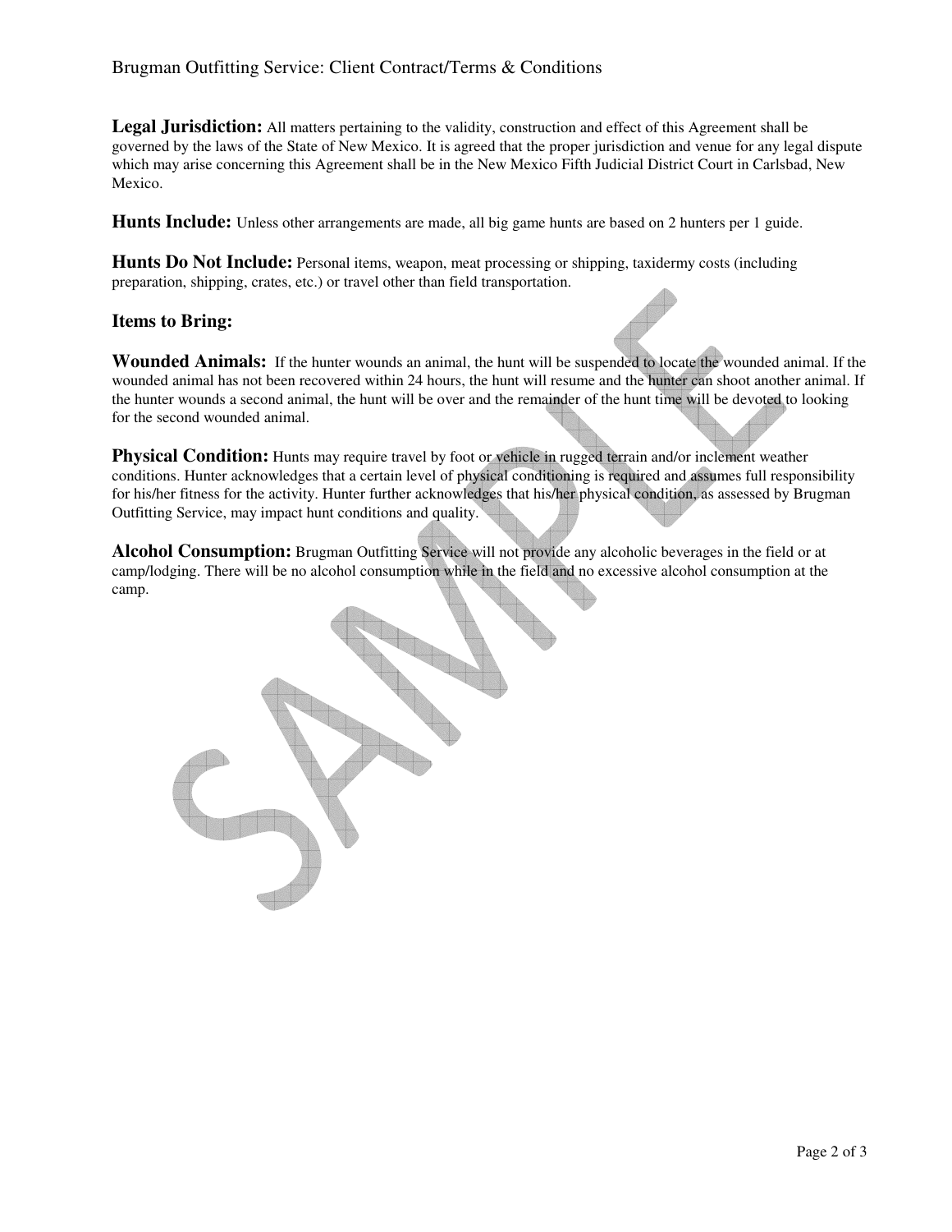**Legal Jurisdiction:** All matters pertaining to the validity, construction and effect of this Agreement shall be governed by the laws of the State of New Mexico. It is agreed that the proper jurisdiction and venue for any legal dispute which may arise concerning this Agreement shall be in the New Mexico Fifth Judicial District Court in Carlsbad, New Mexico.

**Hunts Include:** Unless other arrangements are made, all big game hunts are based on 2 hunters per 1 guide.

**Hunts Do Not Include:** Personal items, weapon, meat processing or shipping, taxidermy costs (including preparation, shipping, crates, etc.) or travel other than field transportation.

**Items to Bring:**

**Wounded Animals:** If the hunter wounds an animal, the hunt will be suspended to locate the wounded animal. If the wounded animal has not been recovered within 24 hours, the hunt will resume and the hunter can shoot another animal. If the hunter wounds a second animal, the hunt will be over and the remainder of the hunt time will be devoted to looking for the second wounded animal.

**Physical Condition:** Hunts may require travel by foot or vehicle in rugged terrain and/or inclement weather conditions. Hunter acknowledges that a certain level of physical conditioning is required and assumes full responsibility for his/her fitness for the activity. Hunter further acknowledges that his/her physical condition, as assessed by Brugman Outfitting Service, may impact hunt conditions and quality.

**Alcohol Consumption:** Brugman Outfitting Service will not provide any alcoholic beverages in the field or at camp/lodging. There will be no alcohol consumption while in the field and no excessive alcohol consumption at the camp.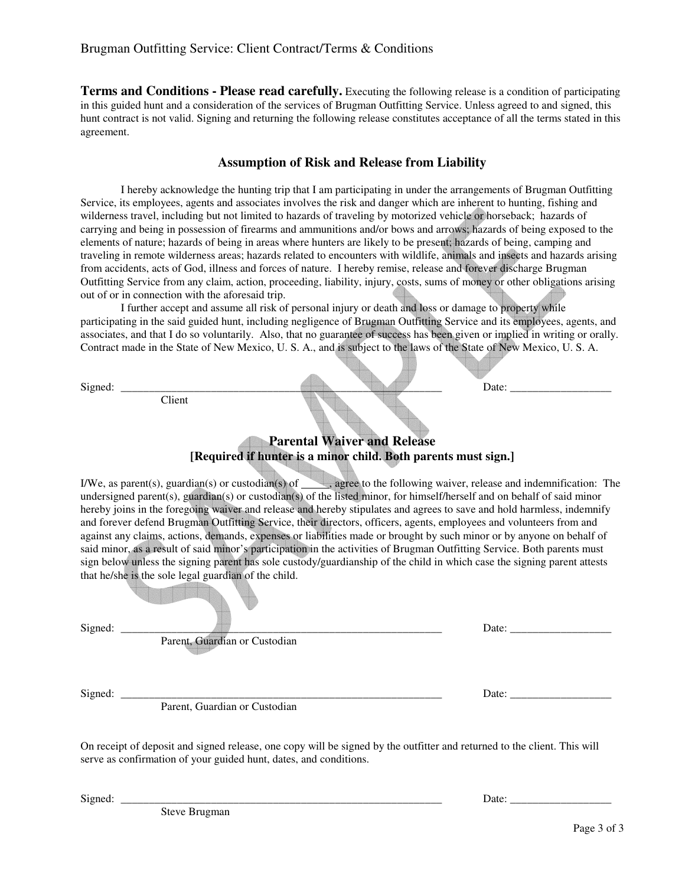**Terms and Conditions - Please read carefully.** Executing the following release is a condition of participating in this guided hunt and a consideration of the services of Brugman Outfitting Service. Unless agreed to and signed, this hunt contract is not valid. Signing and returning the following release constitutes acceptance of all the terms stated in this agreement.

## Assumption of Risk and Release from Liability

I hereby acknowledge the hunting trip that I am participating in under the arrangements of Brugman Outfitting Service, its employees, agents and associates involves the risk and danger which are inherent to hunting, fishing and wilderness travel, including but not limited to hazards of traveling by motorized vehicle or horseback; hazards of carrying and being in possession of firearms and ammunitions and/or bows and arrows; hazards of being exposed to the elements of nature; hazards of being in areas where hunters are likely to be present; hazards of being, camping and traveling in remote wilderness areas; hazards related to encounters with wildlife, animals and insects and hazards arising from accidents, acts of God, illness and forces of nature. I hereby remise, release and forever discharge Brugman Outfitting Service from any claim, action, proceeding, liability, injury, costs, sums of money or other obligations arising out of or in connection with the aforesaid trip.

I further accept and assume all risk of personal injury or death and loss or damage to property while participating in the said guided hunt, including negligence of Brugman Outfitting Service and its employees, agents, and associates, and that I do so voluntarily. Also, that no guarantee of success has been given or implied in writing or orally. Contract made in the State of New Mexico, U. S. A., and is subject to the laws of the State of New Mexico, U. S. A.

Signed: ______________________________________________ Date: __________________
Client

## Parental Waiver and Release
**[Required if hunter is a minor child. Both parents must sign.]**

I/We, as parent(s), guardian(s) or custodian(s) of _____, agree to the following waiver, release and indemnification: The undersigned parent(s), guardian(s) or custodian(s) of the listed minor, for himself/herself and on behalf of said minor hereby joins in the foregoing waiver and release and hereby stipulates and agrees to save and hold harmless, indemnify and forever defend Brugman Outfitting Service, their directors, officers, agents, employees and volunteers from and against any claims, actions, demands, expenses or liabilities made or brought by such minor or by anyone on behalf of said minor, as a result of said minor's participation in the activities of Brugman Outfitting Service. Both parents must sign below unless the signing parent has sole custody/guardianship of the child in which case the signing parent attests that he/she is the sole legal guardian of the child.

Signed: ______________________________________________ Date: __________________
Parent, Guardian or Custodian

Signed: ______________________________________________ Date: __________________
Parent, Guardian or Custodian

On receipt of deposit and signed release, one copy will be signed by the outfitter and returned to the client. This will serve as confirmation of your guided hunt, dates, and conditions.

Signed: ______________________________________________ Date: __________________
Steve Brugman